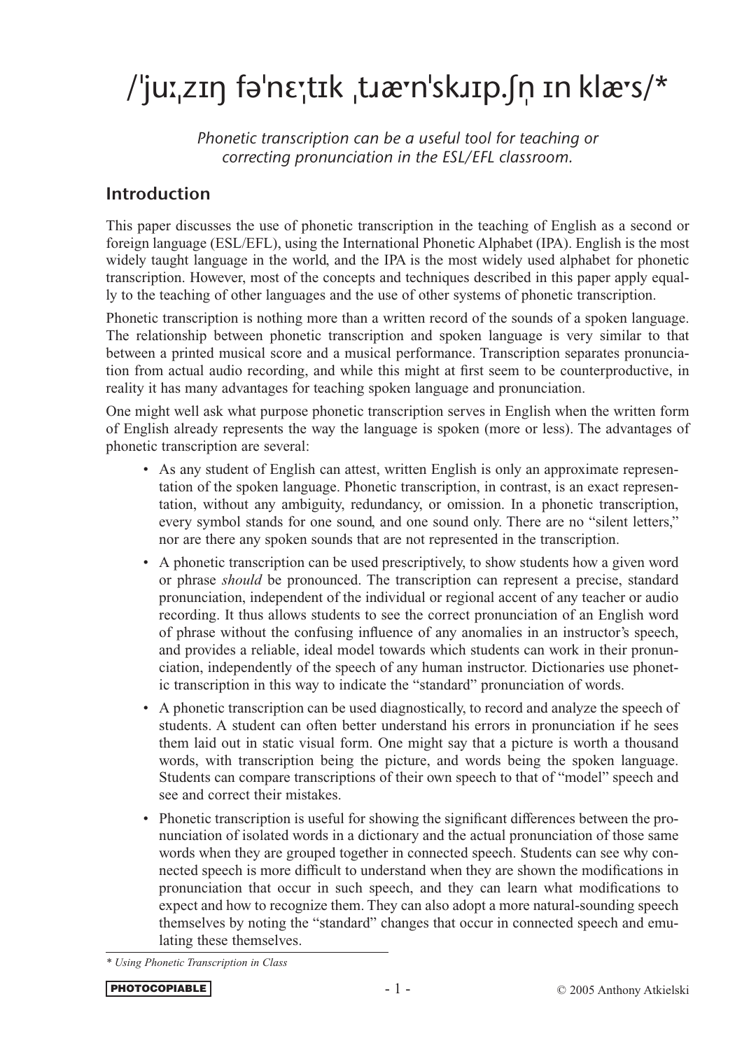# /ˈjuːˌzɪŋ fəˈnɛˌtɪk ˌtɹæˑnˈskɹɪp.ʃn̩ ɪn klæˑs/*

*Phonetic transcription can be a useful tool for teaching or correcting pronunciation in the ESL/EFL classroom.*

## Introduction

This paper discusses the use of phonetic transcription in the teaching of English as a second or foreign language (ESL/EFL), using the International Phonetic Alphabet (IPA). English is the most widely taught language in the world, and the IPA is the most widely used alphabet for phonetic transcription. However, most of the concepts and techniques described in this paper apply equally to the teaching of other languages and the use of other systems of phonetic transcription.

Phonetic transcription is nothing more than a written record of the sounds of a spoken language. The relationship between phonetic transcription and spoken language is very similar to that between a printed musical score and a musical performance. Transcription separates pronunciation from actual audio recording, and while this might at first seem to be counterproductive, in reality it has many advantages for teaching spoken language and pronunciation.

One might well ask what purpose phonetic transcription serves in English when the written form of English already represents the way the language is spoken (more or less). The advantages of phonetic transcription are several:

- As any student of English can attest, written English is only an approximate representation of the spoken language. Phonetic transcription, in contrast, is an exact representation, without any ambiguity, redundancy, or omission. In a phonetic transcription, every symbol stands for one sound, and one sound only. There are no "silent letters," nor are there any spoken sounds that are not represented in the transcription.
- A phonetic transcription can be used prescriptively, to show students how a given word or phrase *should* be pronounced. The transcription can represent a precise, standard pronunciation, independent of the individual or regional accent of any teacher or audio recording. It thus allows students to see the correct pronunciation of an English word of phrase without the confusing influence of any anomalies in an instructor's speech, and provides a reliable, ideal model towards which students can work in their pronunciation, independently of the speech of any human instructor. Dictionaries use phonetic transcription in this way to indicate the "standard" pronunciation of words.
- A phonetic transcription can be used diagnostically, to record and analyze the speech of students. A student can often better understand his errors in pronunciation if he sees them laid out in static visual form. One might say that a picture is worth a thousand words, with transcription being the picture, and words being the spoken language. Students can compare transcriptions of their own speech to that of "model" speech and see and correct their mistakes.
- Phonetic transcription is useful for showing the significant differences between the pronunciation of isolated words in a dictionary and the actual pronunciation of those same words when they are grouped together in connected speech. Students can see why connected speech is more difficult to understand when they are shown the modifications in pronunciation that occur in such speech, and they can learn what modifications to expect and how to recognize them. They can also adopt a more natural-sounding speech themselves by noting the "standard" changes that occur in connected speech and emulating these themselves.

* *Using Phonetic Transcription in Class*

PHOTOCOPIABLE

© 2005 Anthony Atkielski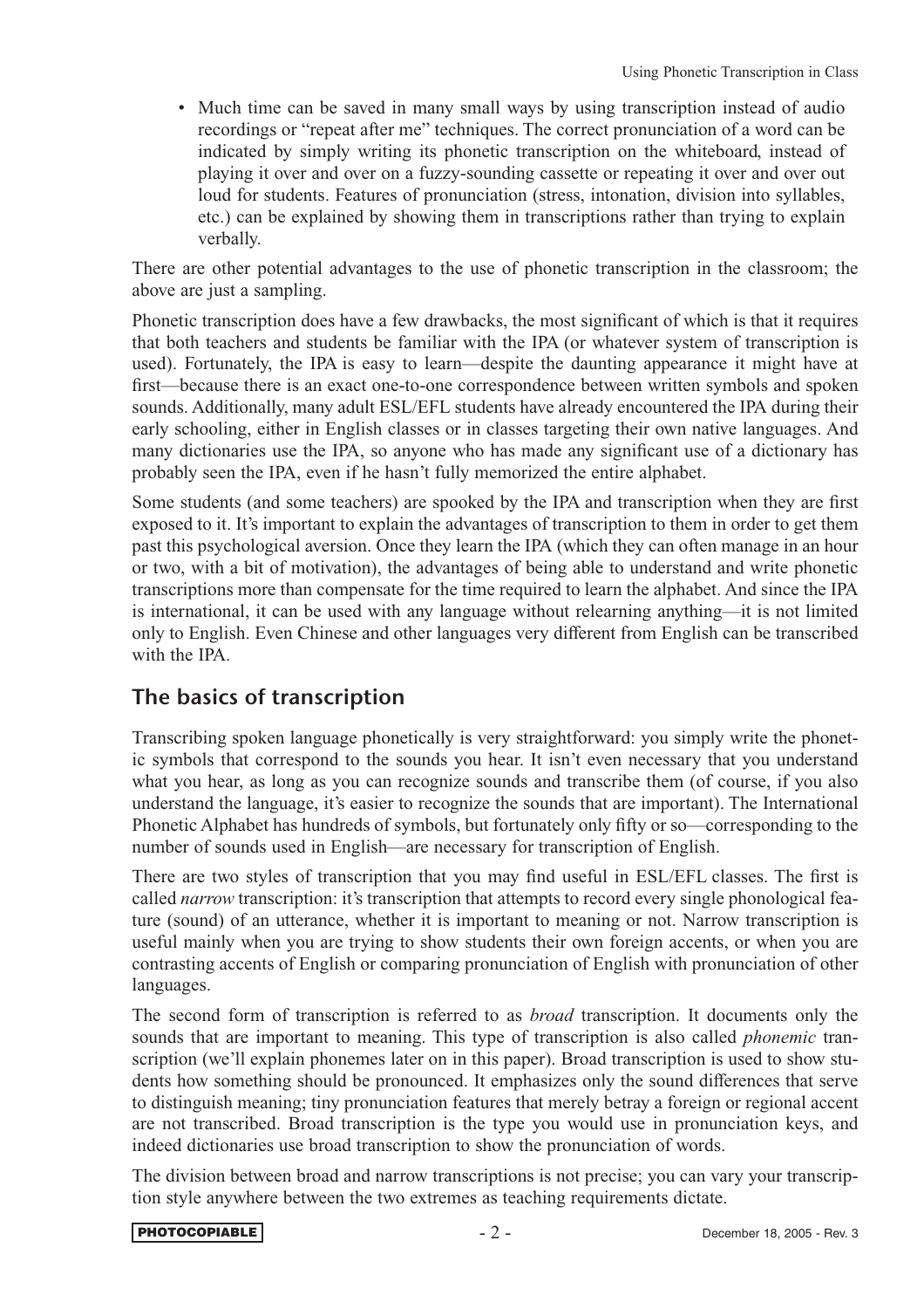- Much time can be saved in many small ways by using transcription instead of audio recordings or "repeat after me" techniques. The correct pronunciation of a word can be indicated by simply writing its phonetic transcription on the whiteboard, instead of playing it over and over on a fuzzy-sounding cassette or repeating it over and over out loud for students. Features of pronunciation (stress, intonation, division into syllables, etc.) can be explained by showing them in transcriptions rather than trying to explain verbally.

There are other potential advantages to the use of phonetic transcription in the classroom; the above are just a sampling.

Phonetic transcription does have a few drawbacks, the most significant of which is that it requires that both teachers and students be familiar with the IPA (or whatever system of transcription is used). Fortunately, the IPA is easy to learn—despite the daunting appearance it might have at first—because there is an exact one-to-one correspondence between written symbols and spoken sounds. Additionally, many adult ESL/EFL students have already encountered the IPA during their early schooling, either in English classes or in classes targeting their own native languages. And many dictionaries use the IPA, so anyone who has made any significant use of a dictionary has probably seen the IPA, even if he hasn't fully memorized the entire alphabet.

Some students (and some teachers) are spooked by the IPA and transcription when they are first exposed to it. It's important to explain the advantages of transcription to them in order to get them past this psychological aversion. Once they learn the IPA (which they can often manage in an hour or two, with a bit of motivation), the advantages of being able to understand and write phonetic transcriptions more than compensate for the time required to learn the alphabet. And since the IPA is international, it can be used with any language without relearning anything—it is not limited only to English. Even Chinese and other languages very different from English can be transcribed with the IPA.

## The basics of transcription

Transcribing spoken language phonetically is very straightforward: you simply write the phonetic symbols that correspond to the sounds you hear. It isn't even necessary that you understand what you hear, as long as you can recognize sounds and transcribe them (of course, if you also understand the language, it's easier to recognize the sounds that are important). The International Phonetic Alphabet has hundreds of symbols, but fortunately only fifty or so—corresponding to the number of sounds used in English—are necessary for transcription of English.

There are two styles of transcription that you may find useful in ESL/EFL classes. The first is called *narrow* transcription: it's transcription that attempts to record every single phonological feature (sound) of an utterance, whether it is important to meaning or not. Narrow transcription is useful mainly when you are trying to show students their own foreign accents, or when you are contrasting accents of English or comparing pronunciation of English with pronunciation of other languages.

The second form of transcription is referred to as *broad* transcription. It documents only the sounds that are important to meaning. This type of transcription is also called *phonemic* transcription (we'll explain phonemes later on in this paper). Broad transcription is used to show students how something should be pronounced. It emphasizes only the sound differences that serve to distinguish meaning; tiny pronunciation features that merely betray a foreign or regional accent are not transcribed. Broad transcription is the type you would use in pronunciation keys, and indeed dictionaries use broad transcription to show the pronunciation of words.

The division between broad and narrow transcriptions is not precise; you can vary your transcription style anywhere between the two extremes as teaching requirements dictate.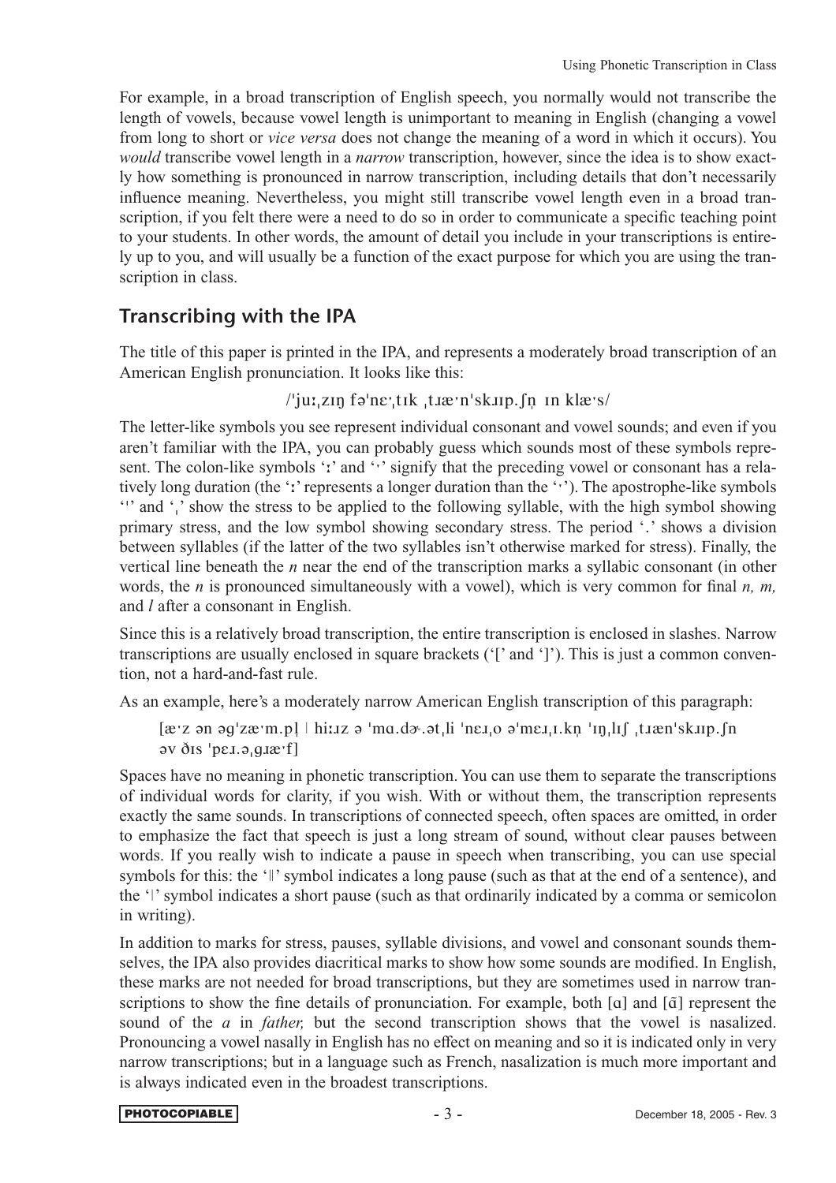For example, in a broad transcription of English speech, you normally would not transcribe the length of vowels, because vowel length is unimportant to meaning in English (changing a vowel from long to short or *vice versa* does not change the meaning of a word in which it occurs). You *would* transcribe vowel length in a *narrow* transcription, however, since the idea is to show exactly how something is pronounced in narrow transcription, including details that don't necessarily influence meaning. Nevertheless, you might still transcribe vowel length even in a broad transcription, if you felt there were a need to do so in order to communicate a specific teaching point to your students. In other words, the amount of detail you include in your transcriptions is entirely up to you, and will usually be a function of the exact purpose for which you are using the transcription in class.

## Transcribing with the IPA

The title of this paper is printed in the IPA, and represents a moderately broad transcription of an American English pronunciation. It looks like this:

/ˈjuːˌzɪŋ fəˈnɛˑˌtɪk ˌtɹæˑnˈskɹɪp.ʃn̩ ɪn klæˑs/

The letter-like symbols you see represent individual consonant and vowel sounds; and even if you aren't familiar with the IPA, you can probably guess which sounds most of these symbols represent. The colon-like symbols 'ː' and 'ˑ' signify that the preceding vowel or consonant has a relatively long duration (the 'ː' represents a longer duration than the 'ˑ'). The apostrophe-like symbols 'ˈ' and 'ˌ' show the stress to be applied to the following syllable, with the high symbol showing primary stress, and the low symbol showing secondary stress. The period '.' shows a division between syllables (if the latter of the two syllables isn't otherwise marked for stress). Finally, the vertical line beneath the *n* near the end of the transcription marks a syllabic consonant (in other words, the *n* is pronounced simultaneously with a vowel), which is very common for final *n, m,* and *l* after a consonant in English.

Since this is a relatively broad transcription, the entire transcription is enclosed in slashes. Narrow transcriptions are usually enclosed in square brackets ('[' and ']'). This is just a common convention, not a hard-and-fast rule.

As an example, here's a moderately narrow American English transcription of this paragraph:

[æˑz ən əgˈzæˑm.pl̩ | hiːɹz ə ˈmɑ.dɚ.ətˌli ˈnɛɹˌo əˈmɛɹˌɪ.kn̩ ˈɪŋˌlɪʃ ˌtɹænˈskɹɪp.ʃn əv ðɪs ˈpɛɹ.əˌgɹæˑf]

Spaces have no meaning in phonetic transcription. You can use them to separate the transcriptions of individual words for clarity, if you wish. With or without them, the transcription represents exactly the same sounds. In transcriptions of connected speech, often spaces are omitted, in order to emphasize the fact that speech is just a long stream of sound, without clear pauses between words. If you really wish to indicate a pause in speech when transcribing, you can use special symbols for this: the '‖' symbol indicates a long pause (such as that at the end of a sentence), and the '|' symbol indicates a short pause (such as that ordinarily indicated by a comma or semicolon in writing).

In addition to marks for stress, pauses, syllable divisions, and vowel and consonant sounds themselves, the IPA also provides diacritical marks to show how some sounds are modified. In English, these marks are not needed for broad transcriptions, but they are sometimes used in narrow transcriptions to show the fine details of pronunciation. For example, both [ɑ] and [ɑ̃] represent the sound of the *a* in *father,* but the second transcription shows that the vowel is nasalized. Pronouncing a vowel nasally in English has no effect on meaning and so it is indicated only in very narrow transcriptions; but in a language such as French, nasalization is much more important and is always indicated even in the broadest transcriptions.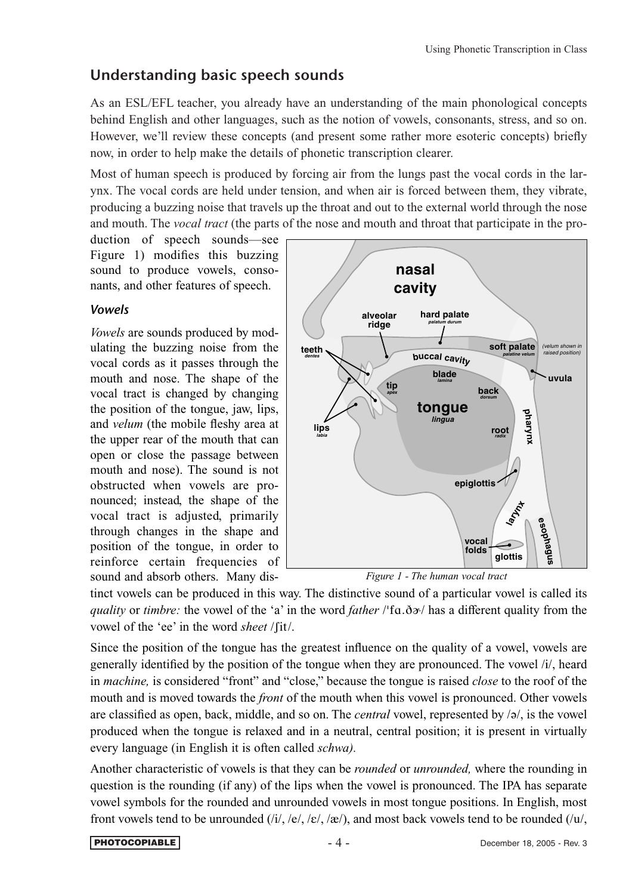## Understanding basic speech sounds

As an ESL/EFL teacher, you already have an understanding of the main phonological concepts behind English and other languages, such as the notion of vowels, consonants, stress, and so on. However, we'll review these concepts (and present some rather more esoteric concepts) briefly now, in order to help make the details of phonetic transcription clearer.

Most of human speech is produced by forcing air from the lungs past the vocal cords in the larynx. The vocal cords are held under tension, and when air is forced between them, they vibrate, producing a buzzing noise that travels up the throat and out to the external world through the nose and mouth. The *vocal tract* (the parts of the nose and mouth and throat that participate in the production of speech sounds—see Figure 1) modifies this buzzing sound to produce vowels, consonants, and other features of speech.

### *Vowels*

*Vowels* are sounds produced by modulating the buzzing noise from the vocal cords as it passes through the mouth and nose. The shape of the vocal tract is changed by changing the position of the tongue, jaw, lips, and *velum* (the mobile fleshy area at the upper rear of the mouth that can open or close the passage between mouth and nose). The sound is not obstructed when vowels are pronounced; instead, the shape of the vocal tract is adjusted, primarily through changes in the shape and position of the tongue, in order to reinforce certain frequencies of sound and absorb others. Many distinct vowels can be produced in this way. The distinctive sound of a particular vowel is called its *quality* or *timbre:* the vowel of the 'a' in the word *father* /ˈfɑ.ðɚ/ has a different quality from the vowel of the 'ee' in the word *sheet* /ʃit/.

*Figure 1 - The human vocal tract*

Since the position of the tongue has the greatest influence on the quality of a vowel, vowels are generally identified by the position of the tongue when they are pronounced. The vowel /i/, heard in *machine,* is considered "front" and "close," because the tongue is raised *close* to the roof of the mouth and is moved towards the *front* of the mouth when this vowel is pronounced. Other vowels are classified as open, back, middle, and so on. The *central* vowel, represented by /ə/, is the vowel produced when the tongue is relaxed and in a neutral, central position; it is present in virtually every language (in English it is often called *schwa).*

Another characteristic of vowels is that they can be *rounded* or *unrounded,* where the rounding in question is the rounding (if any) of the lips when the vowel is pronounced. The IPA has separate vowel symbols for the rounded and unrounded vowels in most tongue positions. In English, most front vowels tend to be unrounded (/i/, /e/, /ɛ/, /æ/), and most back vowels tend to be rounded (/u/,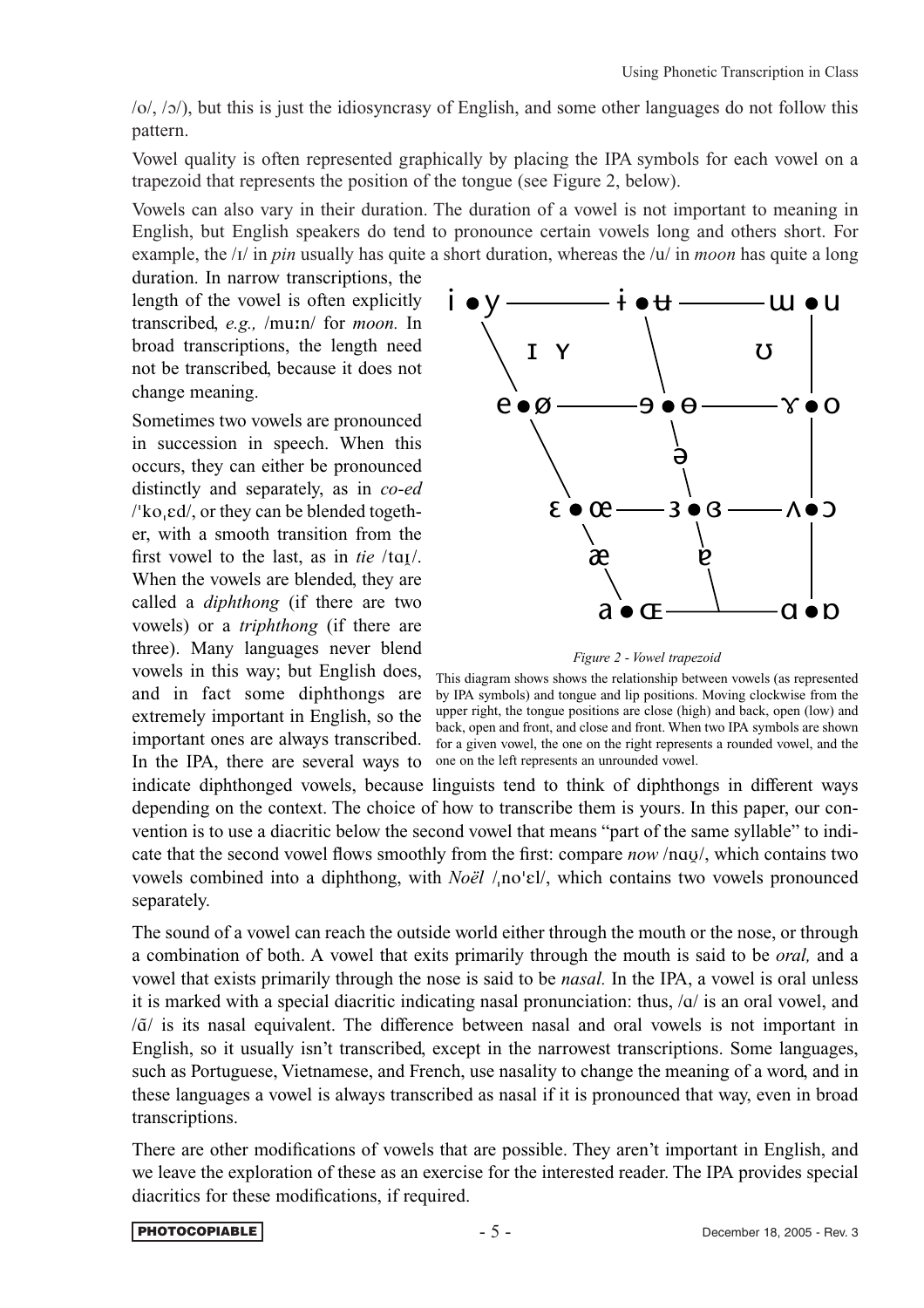/o/, /ɔ/), but this is just the idiosyncrasy of English, and some other languages do not follow this pattern.

Vowel quality is often represented graphically by placing the IPA symbols for each vowel on a trapezoid that represents the position of the tongue (see Figure 2, below).

Vowels can also vary in their duration. The duration of a vowel is not important to meaning in English, but English speakers do tend to pronounce certain vowels long and others short. For example, the /ɪ/ in *pin* usually has quite a short duration, whereas the /u/ in *moon* has quite a long duration. In narrow transcriptions, the length of the vowel is often explicitly transcribed, *e.g.,* /muːn/ for *moon.* In broad transcriptions, the length need not be transcribed, because it does not change meaning.

Sometimes two vowels are pronounced in succession in speech. When this occurs, they can either be pronounced distinctly and separately, as in *co-ed* /ˈkoˌɛd/, or they can be blended together, with a smooth transition from the first vowel to the last, as in *tie* /tɑɪ̯/. When the vowels are blended, they are called a *diphthong* (if there are two vowels) or a *triphthong* (if there are three). Many languages never blend vowels in this way; but English does, and in fact some diphthongs are extremely important in English, so the important ones are always transcribed. In the IPA, there are several ways to indicate diphthonged vowels, because linguists tend to think of diphthongs in different ways depending on the context. The choice of how to transcribe them is yours. In this paper, our convention is to use a diacritic below the second vowel that means "part of the same syllable" to indicate that the second vowel flows smoothly from the first: compare *now* /nɑʊ̯/, which contains two vowels combined into a diphthong, with *Noël* /ˌnoˈɛl/, which contains two vowels pronounced separately.

i • y — ɨ • ʉ — ɯ • u
ɪ ʏ ʊ
e • ø — ɘ • ɵ — ɤ • o
ə
ɛ • œ — ɜ • ɞ — ʌ • ɔ
æ ɐ
a • ɶ — ɑ • ɒ

*Figure 2 - Vowel trapezoid*

This diagram shows shows the relationship between vowels (as represented by IPA symbols) and tongue and lip positions. Moving clockwise from the upper right, the tongue positions are close (high) and back, open (low) and back, open and front, and close and front. When two IPA symbols are shown for a given vowel, the one on the right represents a rounded vowel, and the one on the left represents an unrounded vowel.

The sound of a vowel can reach the outside world either through the mouth or the nose, or through a combination of both. A vowel that exits primarily through the mouth is said to be *oral,* and a vowel that exists primarily through the nose is said to be *nasal.* In the IPA, a vowel is oral unless it is marked with a special diacritic indicating nasal pronunciation: thus, /ɑ/ is an oral vowel, and /ɑ̃/ is its nasal equivalent. The difference between nasal and oral vowels is not important in English, so it usually isn't transcribed, except in the narrowest transcriptions. Some languages, such as Portuguese, Vietnamese, and French, use nasality to change the meaning of a word, and in these languages a vowel is always transcribed as nasal if it is pronounced that way, even in broad transcriptions.

There are other modifications of vowels that are possible. They aren't important in English, and we leave the exploration of these as an exercise for the interested reader. The IPA provides special diacritics for these modifications, if required.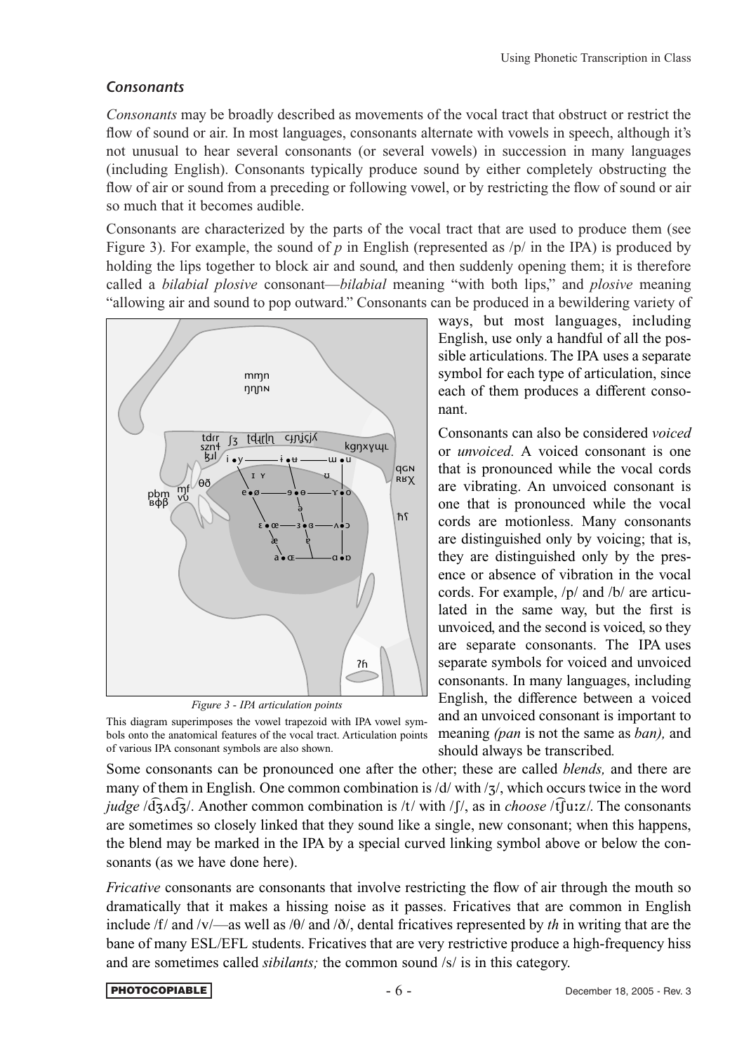## *Consonants*

*Consonants* may be broadly described as movements of the vocal tract that obstruct or restrict the flow of sound or air. In most languages, consonants alternate with vowels in speech, although it's not unusual to hear several consonants (or several vowels) in succession in many languages (including English). Consonants typically produce sound by either completely obstructing the flow of air or sound from a preceding or following vowel, or by restricting the flow of sound or air so much that it becomes audible.

Consonants are characterized by the parts of the vocal tract that are used to produce them (see Figure 3). For example, the sound of *p* in English (represented as /p/ in the IPA) is produced by holding the lips together to block air and sound, and then suddenly opening them; it is therefore called a *bilabial plosive* consonant—*bilabial* meaning "with both lips," and *plosive* meaning "allowing air and sound to pop outward." Consonants can be produced in a bewildering variety of ways, but most languages, including English, use only a handful of all the possible articulations. The IPA uses a separate symbol for each type of articulation, since each of them produces a different consonant.

*Figure 3 - IPA articulation points*

This diagram superimposes the vowel trapezoid with IPA vowel symbols onto the anatomical features of the vocal tract. Articulation points of various IPA consonant symbols are also shown.

Consonants can also be considered *voiced* or *unvoiced.* A voiced consonant is one that is pronounced while the vocal cords are vibrating. An unvoiced consonant is one that is pronounced while the vocal cords are motionless. Many consonants are distinguished only by voicing; that is, they are distinguished only by the presence or absence of vibration in the vocal cords. For example, /p/ and /b/ are articulated in the same way, but the first is unvoiced, and the second is voiced, so they are separate consonants. The IPA uses separate symbols for voiced and unvoiced consonants. In many languages, including English, the difference between a voiced and an unvoiced consonant is important to meaning *(pan* is not the same as *ban),* and should always be transcribed.

Some consonants can be pronounced one after the other; these are called *blends,* and there are many of them in English. One common combination is /d/ with /ʒ/, which occurs twice in the word *judge* /d͡ʒʌd͡ʒ/. Another common combination is /t/ with /ʃ/, as in *choose* /t͡ʃuːz/. The consonants are sometimes so closely linked that they sound like a single, new consonant; when this happens, the blend may be marked in the IPA by a special curved linking symbol above or below the consonants (as we have done here).

*Fricative* consonants are consonants that involve restricting the flow of air through the mouth so dramatically that it makes a hissing noise as it passes. Fricatives that are common in English include /f/ and /v/—as well as /θ/ and /ð/, dental fricatives represented by *th* in writing that are the bane of many ESL/EFL students. Fricatives that are very restrictive produce a high-frequency hiss and are sometimes called *sibilants;* the common sound /s/ is in this category.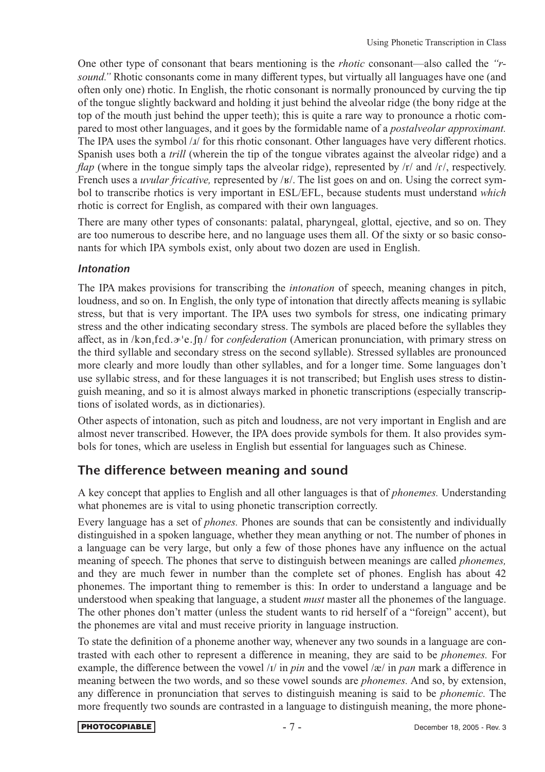One other type of consonant that bears mentioning is the *rhotic* consonant—also called the *"r-sound."* Rhotic consonants come in many different types, but virtually all languages have one (and often only one) rhotic. In English, the rhotic consonant is normally pronounced by curving the tip of the tongue slightly backward and holding it just behind the alveolar ridge (the bony ridge at the top of the mouth just behind the upper teeth); this is quite a rare way to pronounce a rhotic compared to most other languages, and it goes by the formidable name of a *postalveolar approximant.* The IPA uses the symbol /ɹ/ for this rhotic consonant. Other languages have very different rhotics. Spanish uses both a *trill* (wherein the tip of the tongue vibrates against the alveolar ridge) and a *flap* (where in the tongue simply taps the alveolar ridge), represented by /r/ and /ɾ/, respectively. French uses a *uvular fricative,* represented by /ʁ/. The list goes on and on. Using the correct symbol to transcribe rhotics is very important in ESL/EFL, because students must understand *which* rhotic is correct for English, as compared with their own languages.

There are many other types of consonants: palatal, pharyngeal, glottal, ejective, and so on. They are too numerous to describe here, and no language uses them all. Of the sixty or so basic consonants for which IPA symbols exist, only about two dozen are used in English.

### Intonation

The IPA makes provisions for transcribing the *intonation* of speech, meaning changes in pitch, loudness, and so on. In English, the only type of intonation that directly affects meaning is syllabic stress, but that is very important. The IPA uses two symbols for stress, one indicating primary stress and the other indicating secondary stress. The symbols are placed before the syllables they affect, as in /kənˌfɛd.ɚˈe.ʃn̩/ for *confederation* (American pronunciation, with primary stress on the third syllable and secondary stress on the second syllable). Stressed syllables are pronounced more clearly and more loudly than other syllables, and for a longer time. Some languages don't use syllabic stress, and for these languages it is not transcribed; but English uses stress to distinguish meaning, and so it is almost always marked in phonetic transcriptions (especially transcriptions of isolated words, as in dictionaries).

Other aspects of intonation, such as pitch and loudness, are not very important in English and are almost never transcribed. However, the IPA does provide symbols for them. It also provides symbols for tones, which are useless in English but essential for languages such as Chinese.

## The difference between meaning and sound

A key concept that applies to English and all other languages is that of *phonemes.* Understanding what phonemes are is vital to using phonetic transcription correctly.

Every language has a set of *phones.* Phones are sounds that can be consistently and individually distinguished in a spoken language, whether they mean anything or not. The number of phones in a language can be very large, but only a few of those phones have any influence on the actual meaning of speech. The phones that serve to distinguish between meanings are called *phonemes,* and they are much fewer in number than the complete set of phones. English has about 42 phonemes. The important thing to remember is this: In order to understand a language and be understood when speaking that language, a student *must* master all the phonemes of the language. The other phones don't matter (unless the student wants to rid herself of a "foreign" accent), but the phonemes are vital and must receive priority in language instruction.

To state the definition of a phoneme another way, whenever any two sounds in a language are contrasted with each other to represent a difference in meaning, they are said to be *phonemes.* For example, the difference between the vowel /ɪ/ in *pin* and the vowel /æ/ in *pan* mark a difference in meaning between the two words, and so these vowel sounds are *phonemes.* And so, by extension, any difference in pronunciation that serves to distinguish meaning is said to be *phonemic.* The more frequently two sounds are contrasted in a language to distinguish meaning, the more phone-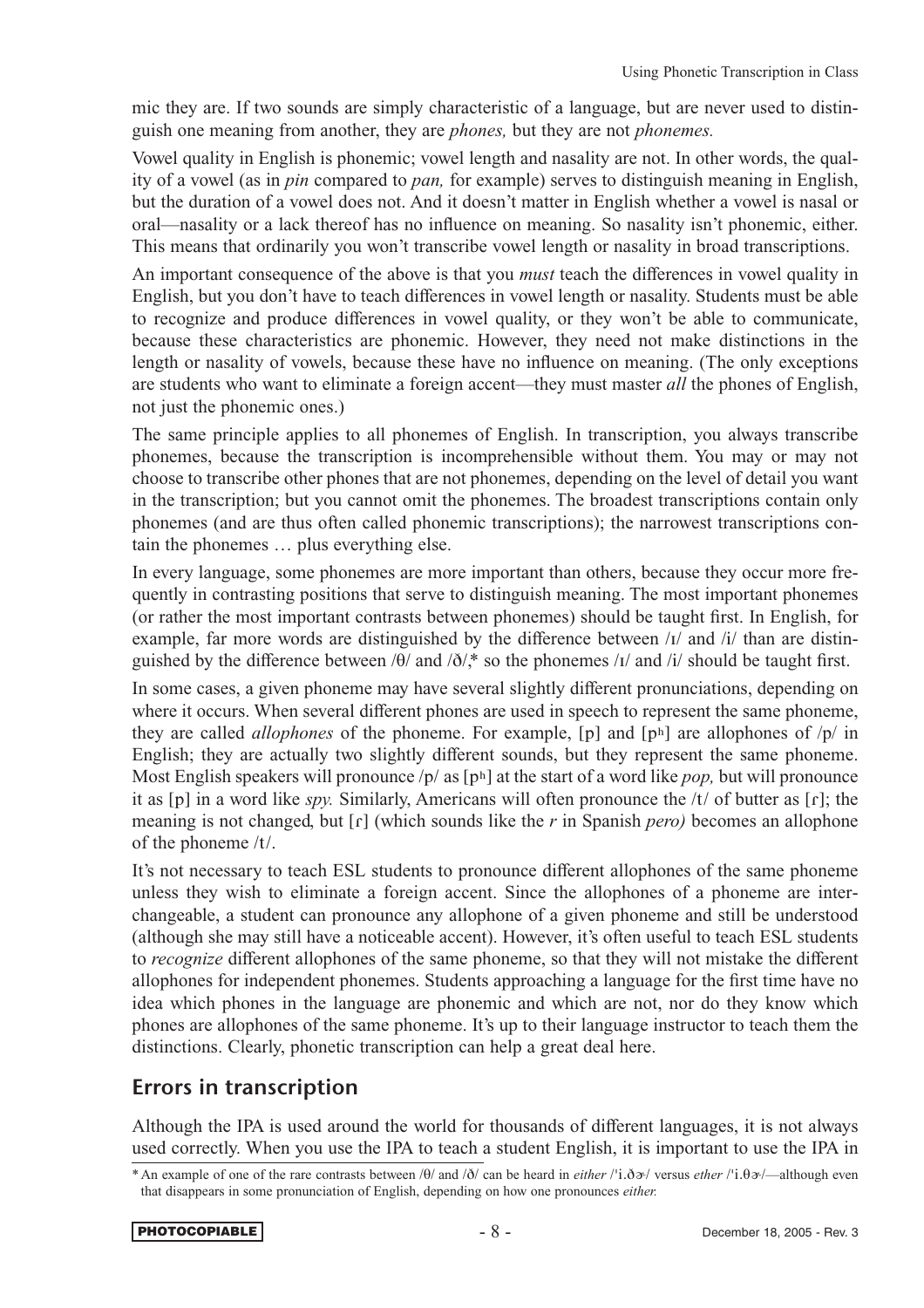mic they are. If two sounds are simply characteristic of a language, but are never used to distinguish one meaning from another, they are *phones,* but they are not *phonemes.*

Vowel quality in English is phonemic; vowel length and nasality are not. In other words, the quality of a vowel (as in *pin* compared to *pan,* for example) serves to distinguish meaning in English, but the duration of a vowel does not. And it doesn't matter in English whether a vowel is nasal or oral—nasality or a lack thereof has no influence on meaning. So nasality isn't phonemic, either. This means that ordinarily you won't transcribe vowel length or nasality in broad transcriptions.

An important consequence of the above is that you *must* teach the differences in vowel quality in English, but you don't have to teach differences in vowel length or nasality. Students must be able to recognize and produce differences in vowel quality, or they won't be able to communicate, because these characteristics are phonemic. However, they need not make distinctions in the length or nasality of vowels, because these have no influence on meaning. (The only exceptions are students who want to eliminate a foreign accent—they must master *all* the phones of English, not just the phonemic ones.)

The same principle applies to all phonemes of English. In transcription, you always transcribe phonemes, because the transcription is incomprehensible without them. You may or may not choose to transcribe other phones that are not phonemes, depending on the level of detail you want in the transcription; but you cannot omit the phonemes. The broadest transcriptions contain only phonemes (and are thus often called phonemic transcriptions); the narrowest transcriptions contain the phonemes … plus everything else.

In every language, some phonemes are more important than others, because they occur more frequently in contrasting positions that serve to distinguish meaning. The most important phonemes (or rather the most important contrasts between phonemes) should be taught first. In English, for example, far more words are distinguished by the difference between /ɪ/ and /i/ than are distinguished by the difference between /θ/ and /ð/,* so the phonemes /ɪ/ and /i/ should be taught first.

In some cases, a given phoneme may have several slightly different pronunciations, depending on where it occurs. When several different phones are used in speech to represent the same phoneme, they are called *allophones* of the phoneme. For example, [p] and [pʰ] are allophones of /p/ in English; they are actually two slightly different sounds, but they represent the same phoneme. Most English speakers will pronounce /p/ as [pʰ] at the start of a word like *pop,* but will pronounce it as [p] in a word like *spy.* Similarly, Americans will often pronounce the /t/ of butter as [ɾ]; the meaning is not changed, but [ɾ] (which sounds like the *r* in Spanish *pero)* becomes an allophone of the phoneme /t/.

It's not necessary to teach ESL students to pronounce different allophones of the same phoneme unless they wish to eliminate a foreign accent. Since the allophones of a phoneme are interchangeable, a student can pronounce any allophone of a given phoneme and still be understood (although she may still have a noticeable accent). However, it's often useful to teach ESL students to *recognize* different allophones of the same phoneme, so that they will not mistake the different allophones for independent phonemes. Students approaching a language for the first time have no idea which phones in the language are phonemic and which are not, nor do they know which phones are allophones of the same phoneme. It's up to their language instructor to teach them the distinctions. Clearly, phonetic transcription can help a great deal here.

## Errors in transcription

Although the IPA is used around the world for thousands of different languages, it is not always used correctly. When you use the IPA to teach a student English, it is important to use the IPA in

* An example of one of the rare contrasts between /θ/ and /ð/ can be heard in *either* /ˈi.ðɚ/ versus *ether* /ˈi.θɚ/—although even that disappears in some pronunciation of English, depending on how one pronounces *either.*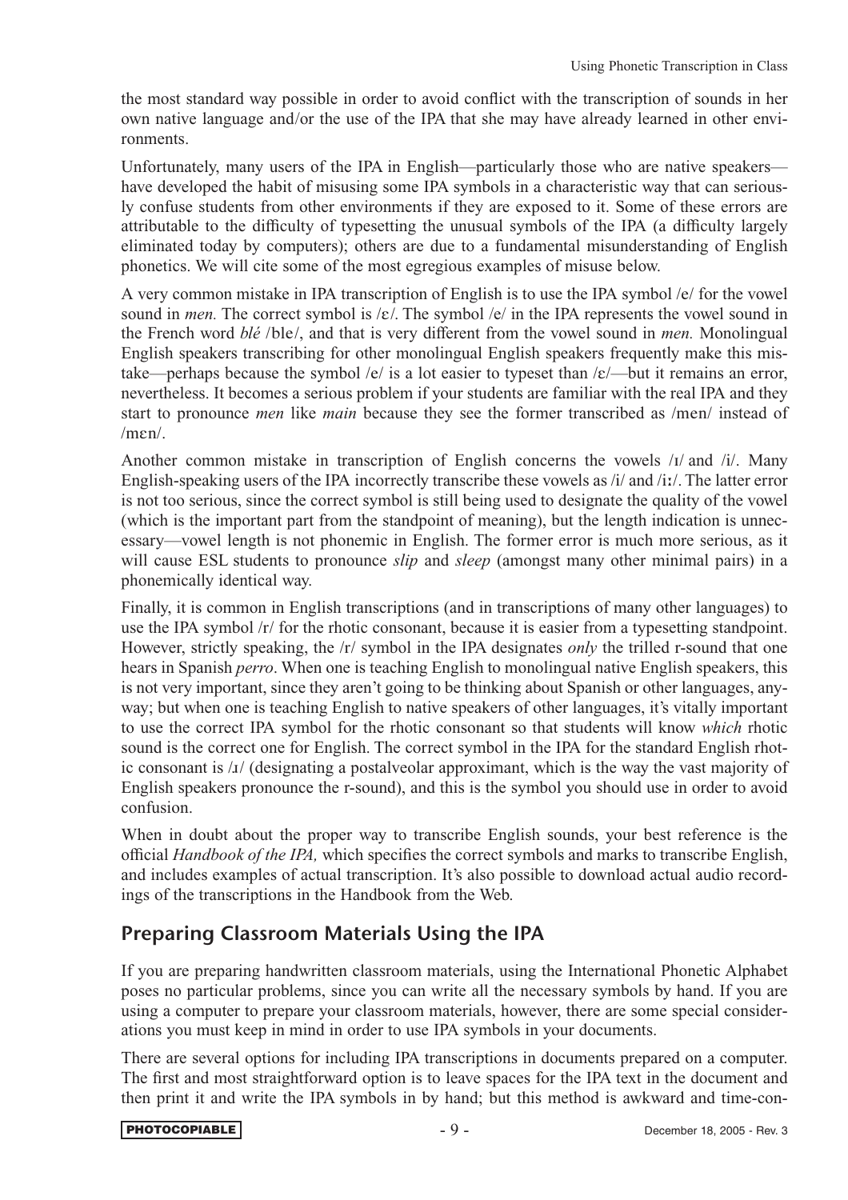the most standard way possible in order to avoid conflict with the transcription of sounds in her own native language and/or the use of the IPA that she may have already learned in other environments.

Unfortunately, many users of the IPA in English—particularly those who are native speakers—have developed the habit of misusing some IPA symbols in a characteristic way that can seriously confuse students from other environments if they are exposed to it. Some of these errors are attributable to the difficulty of typesetting the unusual symbols of the IPA (a difficulty largely eliminated today by computers); others are due to a fundamental misunderstanding of English phonetics. We will cite some of the most egregious examples of misuse below.

A very common mistake in IPA transcription of English is to use the IPA symbol /e/ for the vowel sound in *men.* The correct symbol is /ɛ/. The symbol /e/ in the IPA represents the vowel sound in the French word *blé* /ble/, and that is very different from the vowel sound in *men.* Monolingual English speakers transcribing for other monolingual English speakers frequently make this mistake—perhaps because the symbol /e/ is a lot easier to typeset than /ɛ/—but it remains an error, nevertheless. It becomes a serious problem if your students are familiar with the real IPA and they start to pronounce *men* like *main* because they see the former transcribed as /men/ instead of /mɛn/.

Another common mistake in transcription of English concerns the vowels /ɪ/ and /i/. Many English-speaking users of the IPA incorrectly transcribe these vowels as /i/ and /iː/. The latter error is not too serious, since the correct symbol is still being used to designate the quality of the vowel (which is the important part from the standpoint of meaning), but the length indication is unnecessary—vowel length is not phonemic in English. The former error is much more serious, as it will cause ESL students to pronounce *slip* and *sleep* (amongst many other minimal pairs) in a phonemically identical way.

Finally, it is common in English transcriptions (and in transcriptions of many other languages) to use the IPA symbol /r/ for the rhotic consonant, because it is easier from a typesetting standpoint. However, strictly speaking, the /r/ symbol in the IPA designates *only* the trilled r-sound that one hears in Spanish *perro*. When one is teaching English to monolingual native English speakers, this is not very important, since they aren't going to be thinking about Spanish or other languages, anyway; but when one is teaching English to native speakers of other languages, it's vitally important to use the correct IPA symbol for the rhotic consonant so that students will know *which* rhotic sound is the correct one for English. The correct symbol in the IPA for the standard English rhotic consonant is /ɹ/ (designating a postalveolar approximant, which is the way the vast majority of English speakers pronounce the r-sound), and this is the symbol you should use in order to avoid confusion.

When in doubt about the proper way to transcribe English sounds, your best reference is the official *Handbook of the IPA,* which specifies the correct symbols and marks to transcribe English, and includes examples of actual transcription. It's also possible to download actual audio recordings of the transcriptions in the Handbook from the Web.

## Preparing Classroom Materials Using the IPA

If you are preparing handwritten classroom materials, using the International Phonetic Alphabet poses no particular problems, since you can write all the necessary symbols by hand. If you are using a computer to prepare your classroom materials, however, there are some special considerations you must keep in mind in order to use IPA symbols in your documents.

There are several options for including IPA transcriptions in documents prepared on a computer. The first and most straightforward option is to leave spaces for the IPA text in the document and then print it and write the IPA symbols in by hand; but this method is awkward and time-con-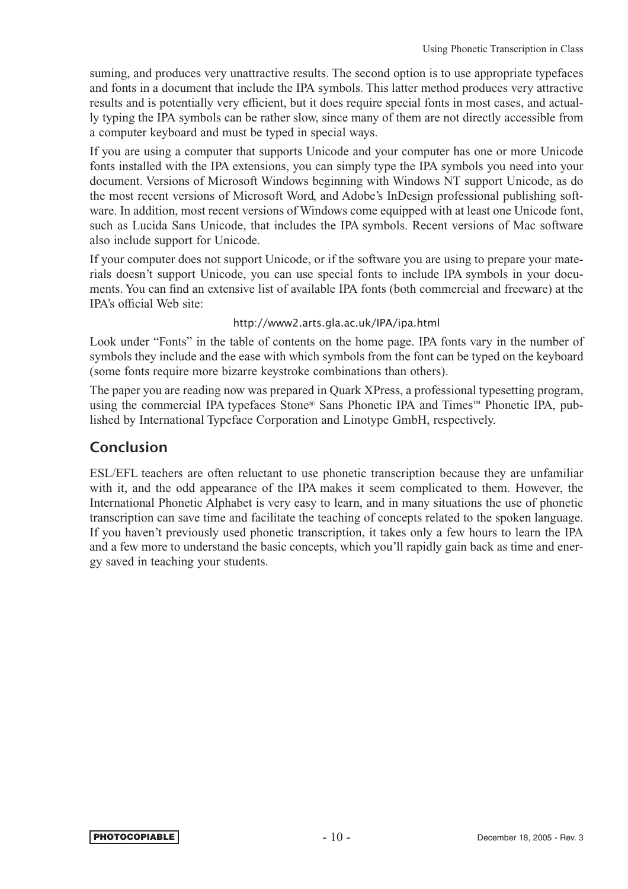suming, and produces very unattractive results. The second option is to use appropriate typefaces and fonts in a document that include the IPA symbols. This latter method produces very attractive results and is potentially very efficient, but it does require special fonts in most cases, and actually typing the IPA symbols can be rather slow, since many of them are not directly accessible from a computer keyboard and must be typed in special ways.

If you are using a computer that supports Unicode and your computer has one or more Unicode fonts installed with the IPA extensions, you can simply type the IPA symbols you need into your document. Versions of Microsoft Windows beginning with Windows NT support Unicode, as do the most recent versions of Microsoft Word, and Adobe's InDesign professional publishing software. In addition, most recent versions of Windows come equipped with at least one Unicode font, such as Lucida Sans Unicode, that includes the IPA symbols. Recent versions of Mac software also include support for Unicode.

If your computer does not support Unicode, or if the software you are using to prepare your materials doesn't support Unicode, you can use special fonts to include IPA symbols in your documents. You can find an extensive list of available IPA fonts (both commercial and freeware) at the IPA's official Web site:

http://www2.arts.gla.ac.uk/IPA/ipa.html

Look under "Fonts" in the table of contents on the home page. IPA fonts vary in the number of symbols they include and the ease with which symbols from the font can be typed on the keyboard (some fonts require more bizarre keystroke combinations than others).

The paper you are reading now was prepared in Quark XPress, a professional typesetting program, using the commercial IPA typefaces Stone® Sans Phonetic IPA and Times™ Phonetic IPA, published by International Typeface Corporation and Linotype GmbH, respectively.

## Conclusion

ESL/EFL teachers are often reluctant to use phonetic transcription because they are unfamiliar with it, and the odd appearance of the IPA makes it seem complicated to them. However, the International Phonetic Alphabet is very easy to learn, and in many situations the use of phonetic transcription can save time and facilitate the teaching of concepts related to the spoken language. If you haven't previously used phonetic transcription, it takes only a few hours to learn the IPA and a few more to understand the basic concepts, which you'll rapidly gain back as time and energy saved in teaching your students.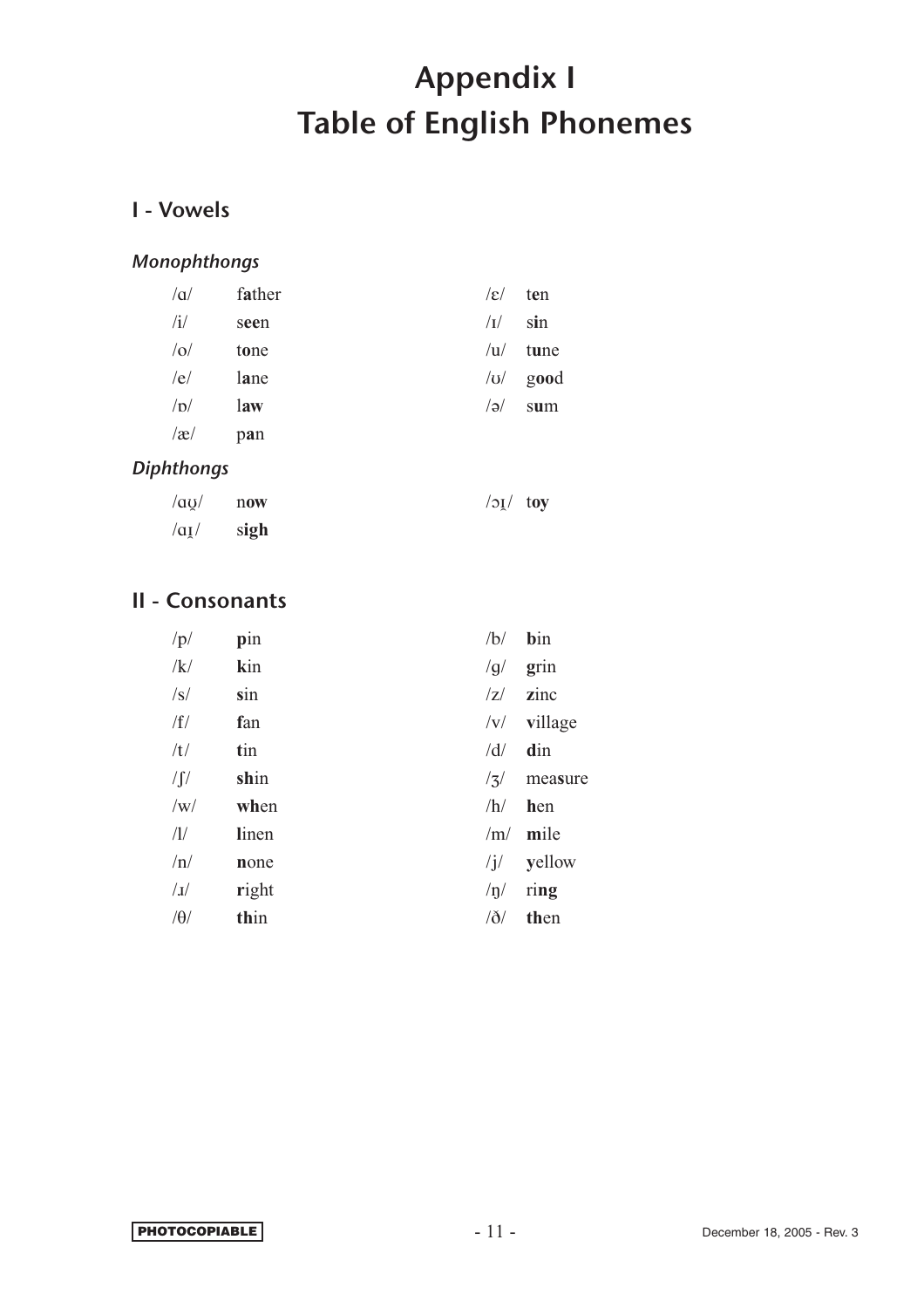# Appendix I
# Table of English Phonemes

## I - Vowels

### *Monophthongs*

| | | | |
|---|---|---|---|
| /ɑ/ | f**a**ther | /ɛ/ | t**e**n |
| /i/ | s**ee**n | /ɪ/ | s**i**n |
| /o/ | t**o**ne | /u/ | t**u**ne |
| /e/ | l**a**ne | /ʊ/ | g**oo**d |
| /ɒ/ | l**aw** | /ə/ | s**u**m |
| /æ/ | p**a**n | | |

### *Diphthongs*

| | | | |
|---|---|---|---|
| /ɑʊ̯/ | n**ow** | /ɔɪ̯/ | t**oy** |
| /ɑɪ̯/ | s**igh** | | |

## II - Consonants

| | | | |
|---|---|---|---|
| /p/ | **p**in | /b/ | **b**in |
| /k/ | **k**in | /g/ | **g**rin |
| /s/ | **s**in | /z/ | **z**inc |
| /f/ | **f**an | /v/ | **v**illage |
| /t/ | **t**in | /d/ | **d**in |
| /ʃ/ | **sh**in | /ʒ/ | mea**s**ure |
| /w/ | **wh**en | /h/ | **h**en |
| /l/ | **l**inen | /m/ | **m**ile |
| /n/ | **n**one | /j/ | **y**ellow |
| /ɹ/ | **r**ight | /ŋ/ | ri**ng** |
| /θ/ | **th**in | /ð/ | **th**en |

PHOTOCOPIABLE

December 18, 2005 - Rev. 3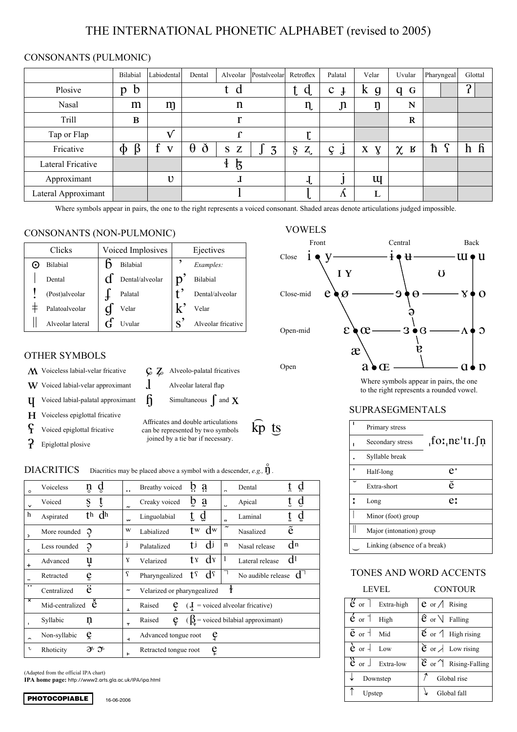# THE INTERNATIONAL PHONETIC ALPHABET (revised to 2005)

## CONSONANTS (PULMONIC)

| | Bilabial | Labiodental | Dental | Alveolar | Postalveolar | Retroflex | Palatal | Velar | Uvular | Pharyngeal | Glottal |
|---|---|---|---|---|---|---|---|---|---|---|---|
| Plosive | p b | | | t d | | ʈ ɖ | c ɟ | k ɡ | q ɢ | | ʔ |
| Nasal | m | ɱ | | n | | ɳ | ɲ | ŋ | ɴ | | |
| Trill | ʙ | | | r | | | | | ʀ | | |
| Tap or Flap | | ⱱ | | ɾ | | ɽ | | | | | |
| Fricative | ɸ β | f v | θ ð | s z | ʃ ʒ | ʂ ʐ | ç ʝ | x ɣ | χ ʁ | ħ ʕ | h ɦ |
| Lateral Fricative | | | | ɬ ɮ | | | | | | | |
| Approximant | | ʋ | | ɹ | | ɻ | j | ɰ | | | |
| Lateral Approximant | | | | l | | ɭ | ʎ | ʟ | | | |

Where symbols appear in pairs, the one to the right represents a voiced consonant. Shaded areas denote articulations judged impossible.

## CONSONANTS (NON-PULMONIC)

| Clicks | | Voiced Implosives | | Ejectives | |
|---|---|---|---|---|---|
| ʘ | Bilabial | ɓ | Bilabial | ʼ | *Examples:* |
| ǀ | Dental | ɗ | Dental/alveolar | pʼ | Bilabial |
| ǃ | (Post)alveolar | ʄ | Palatal | tʼ | Dental/alveolar |
| ǂ | Palatoalveolar | ɠ | Velar | kʼ | Velar |
| ǁ | Alveolar lateral | ʛ | Uvular | sʼ | Alveolar fricative |

## VOWELS

Front — Central — Back

Close: i • y — ɨ • ʉ — ɯ • u
ɪ ʏ ʊ
Close-mid: e • ø — ɘ • ɵ — ɤ • o
ə
Open-mid: ɛ • œ — ɜ • ɞ — ʌ • ɔ
æ ɐ
Open: a • ɶ — ɑ • ɒ

Where symbols appear in pairs, the one to the right represents a rounded vowel.

## OTHER SYMBOLS

- ʍ Voiceless labial-velar fricative
- w Voiced labial-velar approximant
- ɥ Voiced labial-palatal approximant
- ʜ Voiceless epiglottal fricative
- ʢ Voiced epiglottal fricative
- ʡ Epiglottal plosive
- ɕ ʑ Alveolo-palatal fricatives
- ɺ Alveolar lateral flap
- ɧ Simultaneous ʃ and x

Affricates and double articulations can be represented by two symbols joined by a tie bar if necessary. k͡p t͜s

## SUPRASEGMENTALS

| | | |
|---|---|---|
| ˈ | Primary stress | ˌfoʊnəˈtɪʃən |
| ˌ | Secondary stress | |
| . | Syllable break | |
| ˑ | Half-long | eˑ |
| ˘ | Extra-short | ĕ |
| ː | Long | eː |
| \| | Minor (foot) group | |
| ‖ | Major (intonation) group | |
| ‿ | Linking (absence of a break) | |

## DIACRITICS

Diacritics may be placed above a symbol with a descender, *e.g.,* ŋ̊.

| | | | | | | | | |
|---|---|---|---|---|---|---|---|---|
| ̥ | Voiceless | n̥ d̥ | ̤ | Breathy voiced | b̤ a̤ | ̪ | Dental | t̪ d̪ |
| ̬ | Voiced | s̬ t̬ | ̰ | Creaky voiced | b̰ a̰ | ̺ | Apical | t̺ d̺ |
| ʰ | Aspirated | tʰ dʰ | ̼ | Linguolabial | t̼ d̼ | ̻ | Laminal | t̻ d̻ |
| ̹ | More rounded | ɔ̹ | ʷ | Labialized | tʷ dʷ | ̃ | Nasalized | ẽ |
| ̜ | Less rounded | ɔ̜ | ʲ | Palatalized | tʲ dʲ | ⁿ | Nasal release | dⁿ |
| ̟ | Advanced | u̟ | ˠ | Velarized | tˠ dˠ | ˡ | Lateral release | dˡ |
| ̠ | Retracted | e̠ | ˤ | Pharyngealized | tˤ dˤ | ̚ | No audible release | d̚ |
| ̈ | Centralized | ë | ̴ | Velarized or pharyngealized | ɫ | | | |
| ̽ | Mid-centralized | e̽ | ̝ | Raised | e̝ (ɹ̝ = voiced alveolar fricative) | | | |
| ̩ | Syllabic | n̩ | ̞ | Lowered | e̞ (β̞ = voiced bilabial approximant) | | | |
| ̯ | Non-syllabic | e̯ | ̘ | Advanced tongue root | e̘ | | | |
| ˞ | Rhoticity | ɚ ɑ˞ | ̙ | Retracted tongue root | e̙ | | | |

## TONES AND WORD ACCENTS

| LEVEL | | CONTOUR | |
|---|---|---|---|
| e̋ or ˥ | Extra-high | ě or ˩˥ | Rising |
| é or ˦ | High | ê or ˥˩ | Falling |
| ē or ˧ | Mid | e᷄ or ˦˥ | High rising |
| è or ˨ | Low | e᷅ or ˩˨ | Low rising |
| ȅ or ˩ | Extra-low | e᷈ or ˧˦˧ | Rising-Falling |
| ↓ | Downstep | ↗ | Global rise |
| ↑ | Upstep | ↘ | Global fall |

(Adapted from the official IPA chart)

**IPA home page:** http://www2.arts.gla.ac.uk/IPA/ipa.html

**PHOTOCOPIABLE** 16-06-2006